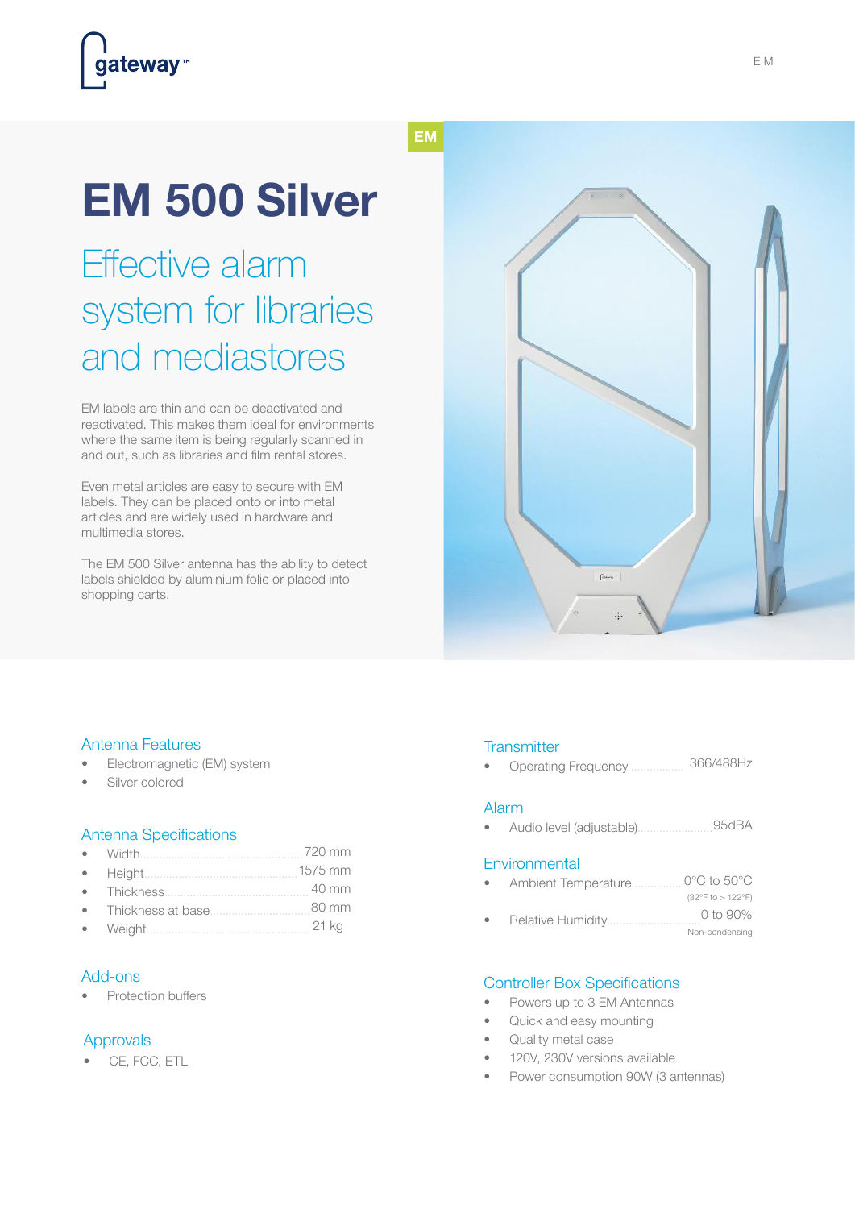gateway™

EM

# EM 500 Silver

## Effective alarm system for libraries and mediastores

EM labels are thin and can be deactivated and reactivated. This makes them ideal for environments where the same item is being regularly scanned in and out, such as libraries and film rental stores.

Even metal articles are easy to secure with EM labels. They can be placed onto or into metal articles and are widely used in hardware and multimedia stores.

The EM 500 Silver antenna has the ability to detect labels shielded by aluminium folie or placed into shopping carts.

### Antenna Features

- Electromagnetic (EM) system
- Silver colored

### Antenna Specifications

- Width .......... 720 mm
- Height .......... 1575 mm
- Thickness .......... 40 mm
- Thickness at base .......... 80 mm
- Weight .......... 21 kg

### Add-ons

- Protection buffers

### Approvals

- CE, FCC, ETL

### Transmitter

- Operating Frequency .......... 366/488Hz

### Alarm

- Audio level (adjustable) .......... 95dBA

### Environmental

- Ambient Temperature .......... 0°C to 50°C (32°F to > 122°F)
- Relative Humidity .......... 0 to 90% Non-condensing

### Controller Box Specifications

- Powers up to 3 EM Antennas
- Quick and easy mounting
- Quality metal case
- 120V, 230V versions available
- Power consumption 90W (3 antennas)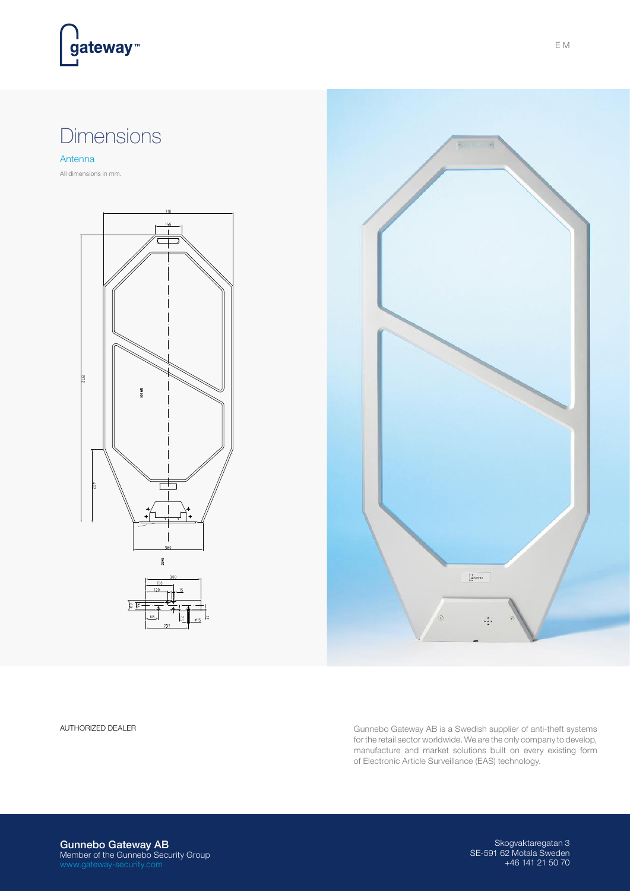# Dimensions

## Antenna

All dimensions in mm.

AUTHORIZED DEALER

Gunnebo Gateway AB is a Swedish supplier of anti-theft systems for the retail sector worldwide. We are the only company to develop, manufacture and market solutions built on every existing form of Electronic Article Surveillance (EAS) technology.

**Gunnebo Gateway AB**
Member of the Gunnebo Security Group
www.gateway-security.com

Skogvaktaregatan 3
SE-591 62 Motala Sweden
+46 141 21 50 70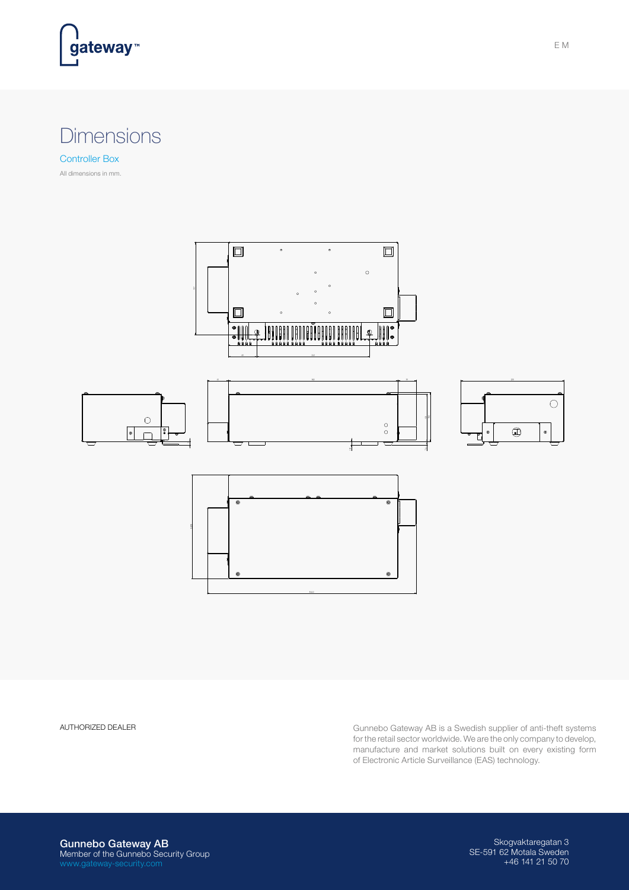# Dimensions

## Controller Box

All dimensions in mm.

AUTHORIZED DEALER

Gunnebo Gateway AB is a Swedish supplier of anti-theft systems for the retail sector worldwide. We are the only company to develop, manufacture and market solutions built on every existing form of Electronic Article Surveillance (EAS) technology.

**Gunnebo Gateway AB**
Member of the Gunnebo Security Group
www.gateway-security.com

Skogvaktaregatan 3
SE-591 62 Motala Sweden
+46 141 21 50 70